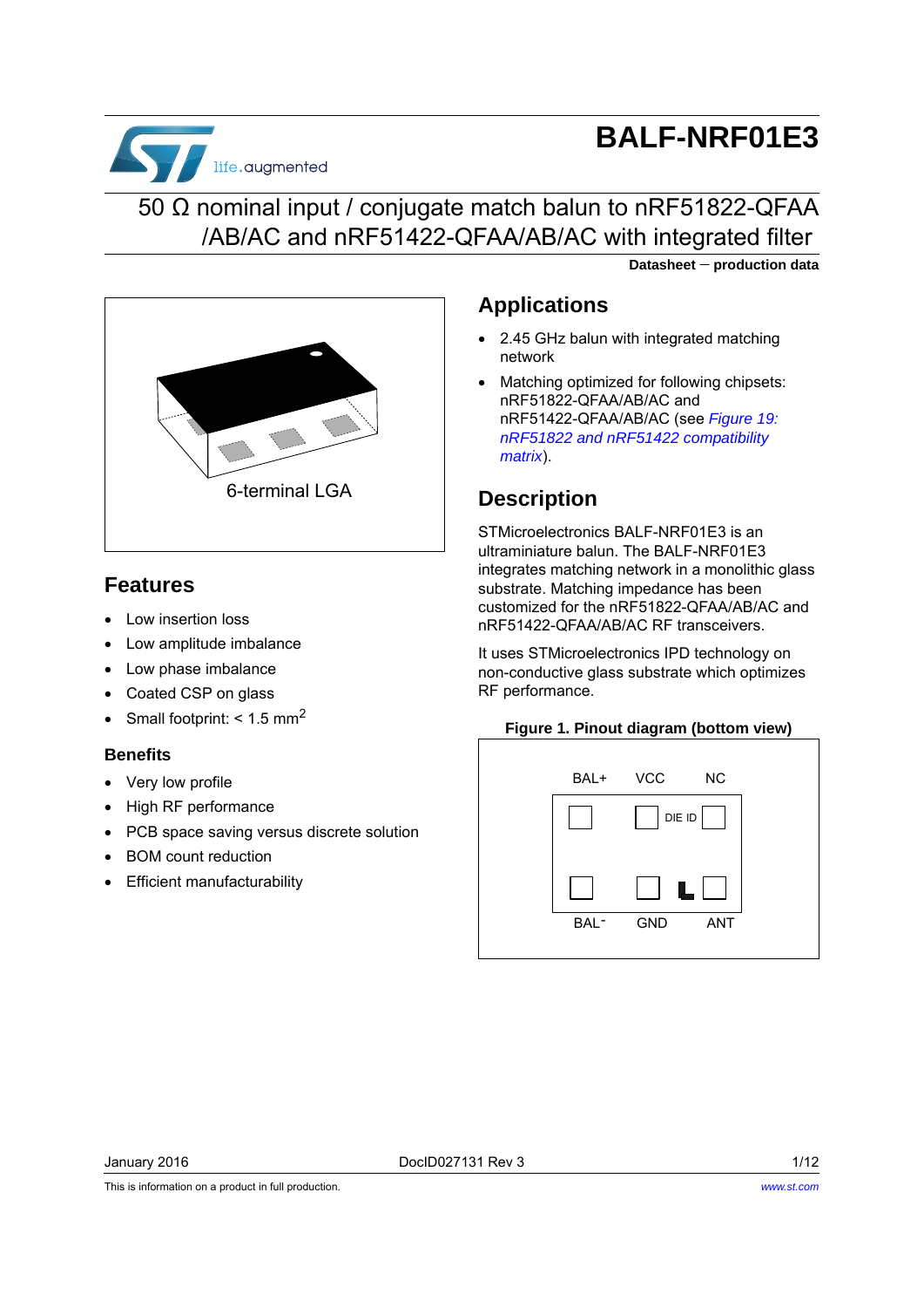# BALF-NRF01E3

## 50 Ω nominal input / conjugate match balun to nRF51822-QFAA/AB/AC and nRF51422-QFAA/AB/AC with integrated filter

**Datasheet − production data**

6-terminal LGA

## Features

- Low insertion loss
- Low amplitude imbalance
- Low phase imbalance
- Coated CSP on glass
- Small footprint: < 1.5 $mm^2$

### Benefits

- Very low profile
- High RF performance
- PCB space saving versus discrete solution
- BOM count reduction
- Efficient manufacturability

## Applications

- 2.45 GHz balun with integrated matching network
- Matching optimized for following chipsets: nRF51822-QFAA/AB/AC and nRF51422-QFAA/AB/AC (see *Figure 19: nRF51822 and nRF51422 compatibility matrix*).

## Description

STMicroelectronics BALF-NRF01E3 is an ultraminiature balun. The BALF-NRF01E3 integrates matching network in a monolithic glass substrate. Matching impedance has been customized for the nRF51822-QFAA/AB/AC and nRF51422-QFAA/AB/AC RF transceivers.

It uses STMicroelectronics IPD technology on non-conductive glass substrate which optimizes RF performance.

**Figure 1. Pinout diagram (bottom view)**

BAL+ VCC NC

DIE ID

BAL- GND ANT

January 2016 DocID027131 Rev 3

This is information on a product in full production. www.st.com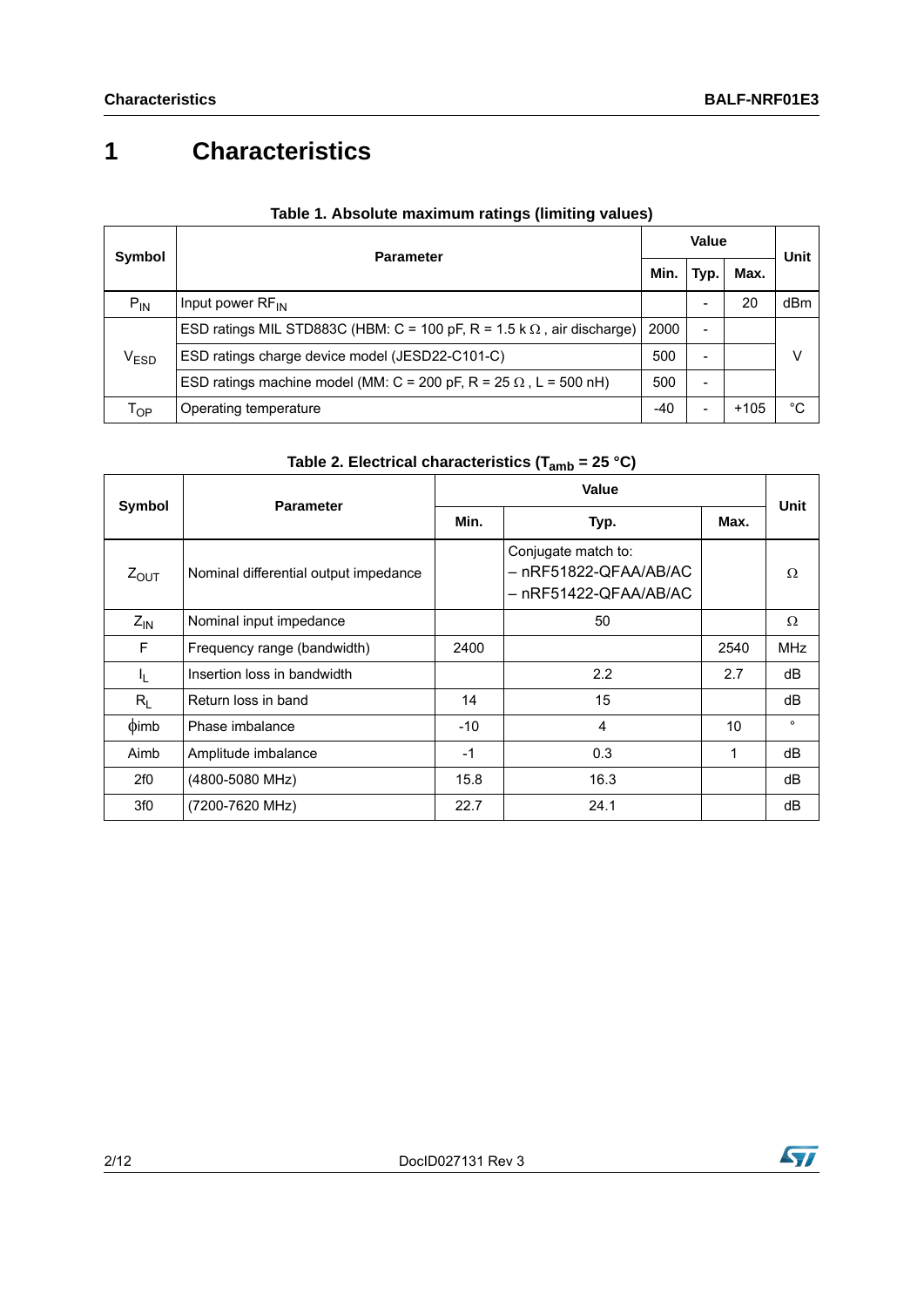# 1 Characteristics

**Table 1. Absolute maximum ratings (limiting values)**

| Symbol | Parameter | Value | | | Unit |
|---|---|---|---|---|---|
| | | Min. | Typ. | Max. | |
| $P_{IN}$ | Input power $RF_{IN}$ | | - | 20 | dBm |
| $V_{ESD}$ | ESD ratings MIL STD883C (HBM: C = 100 pF, R = 1.5 kΩ , air discharge) | 2000 | - | | V |
| | ESD ratings charge device model (JESD22-C101-C) | 500 | - | | V |
| | ESD ratings machine model (MM: C = 200 pF, R = 25 Ω , L = 500 nH) | 500 | - | | V |
| $T_{OP}$ | Operating temperature | -40 | - | +105 | °C |

**Table 2. Electrical characteristics ($T_{amb}$ = 25 °C)**

| Symbol | Parameter | Value | | | Unit |
|---|---|---|---|---|---|
| | | Min. | Typ. | Max. | |
| $Z_{OUT}$ | Nominal differential output impedance | | Conjugate match to:<br>– nRF51822-QFAA/AB/AC<br>– nRF51422-QFAA/AB/AC | | Ω |
| $Z_{IN}$ | Nominal input impedance | | 50 | | Ω |
| F | Frequency range (bandwidth) | 2400 | | 2540 | MHz |
| $I_L$ | Insertion loss in bandwidth | | 2.2 | 2.7 | dB |
| $R_L$ | Return loss in band | 14 | 15 | | dB |
| ϕimb | Phase imbalance | -10 | 4 | 10 | ° |
| Aimb | Amplitude imbalance | -1 | 0.3 | 1 | dB |
| 2f0 | (4800-5080 MHz) | 15.8 | 16.3 | | dB |
| 3f0 | (7200-7620 MHz) | 22.7 | 24.1 | | dB |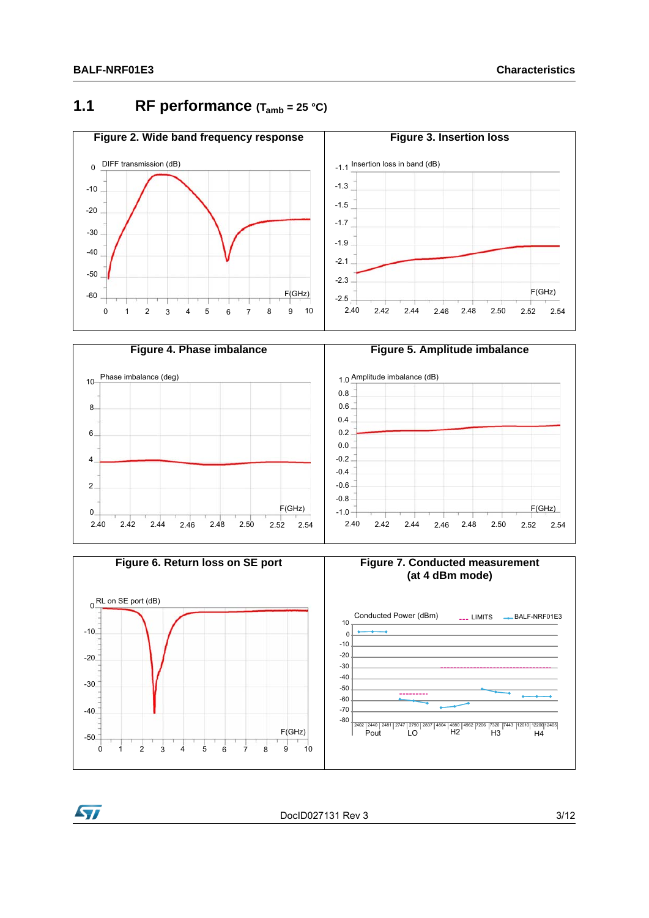## 1.1 RF performance ($T_{amb}$ = 25 °C)

**Figure 2. Wide band frequency response**

**Figure 3. Insertion loss**

**Figure 4. Phase imbalance**

**Figure 5. Amplitude imbalance**

**Figure 6. Return loss on SE port**

**Figure 7. Conducted measurement (at 4 dBm mode)**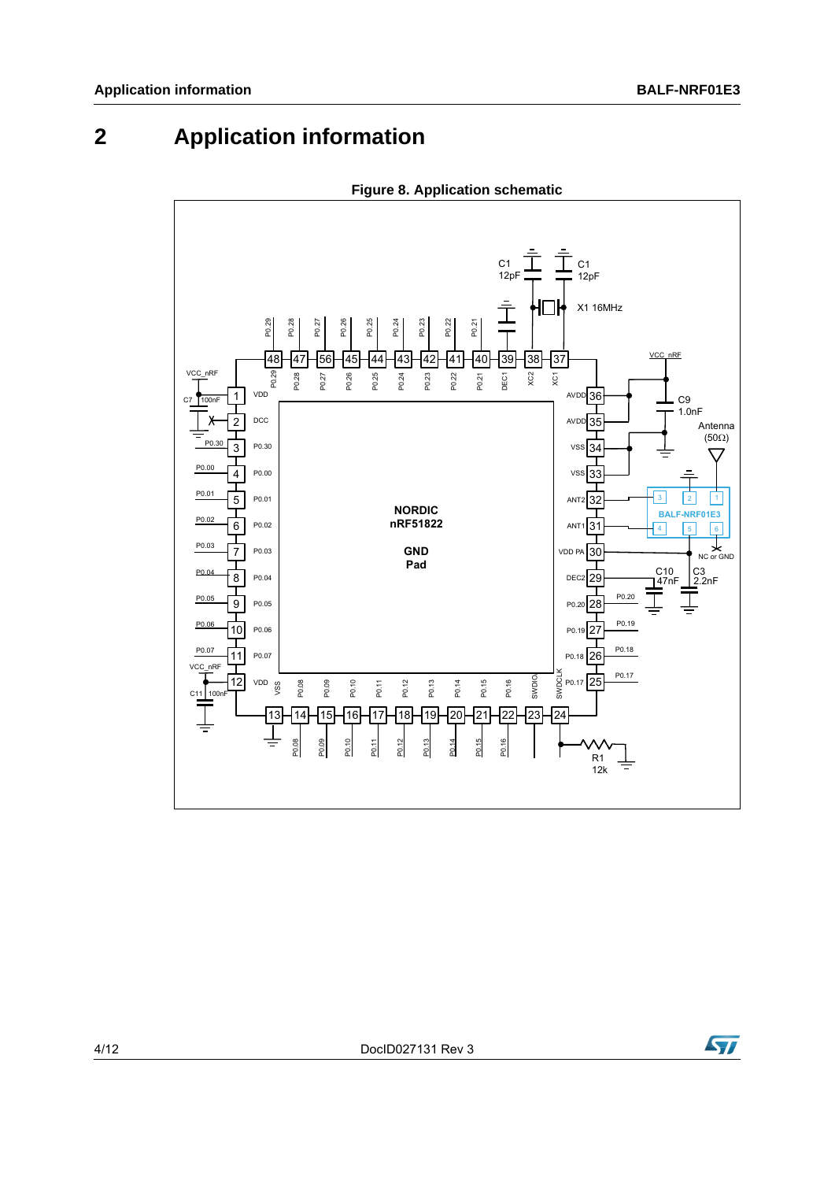# 2 Application information

**Figure 8. Application schematic**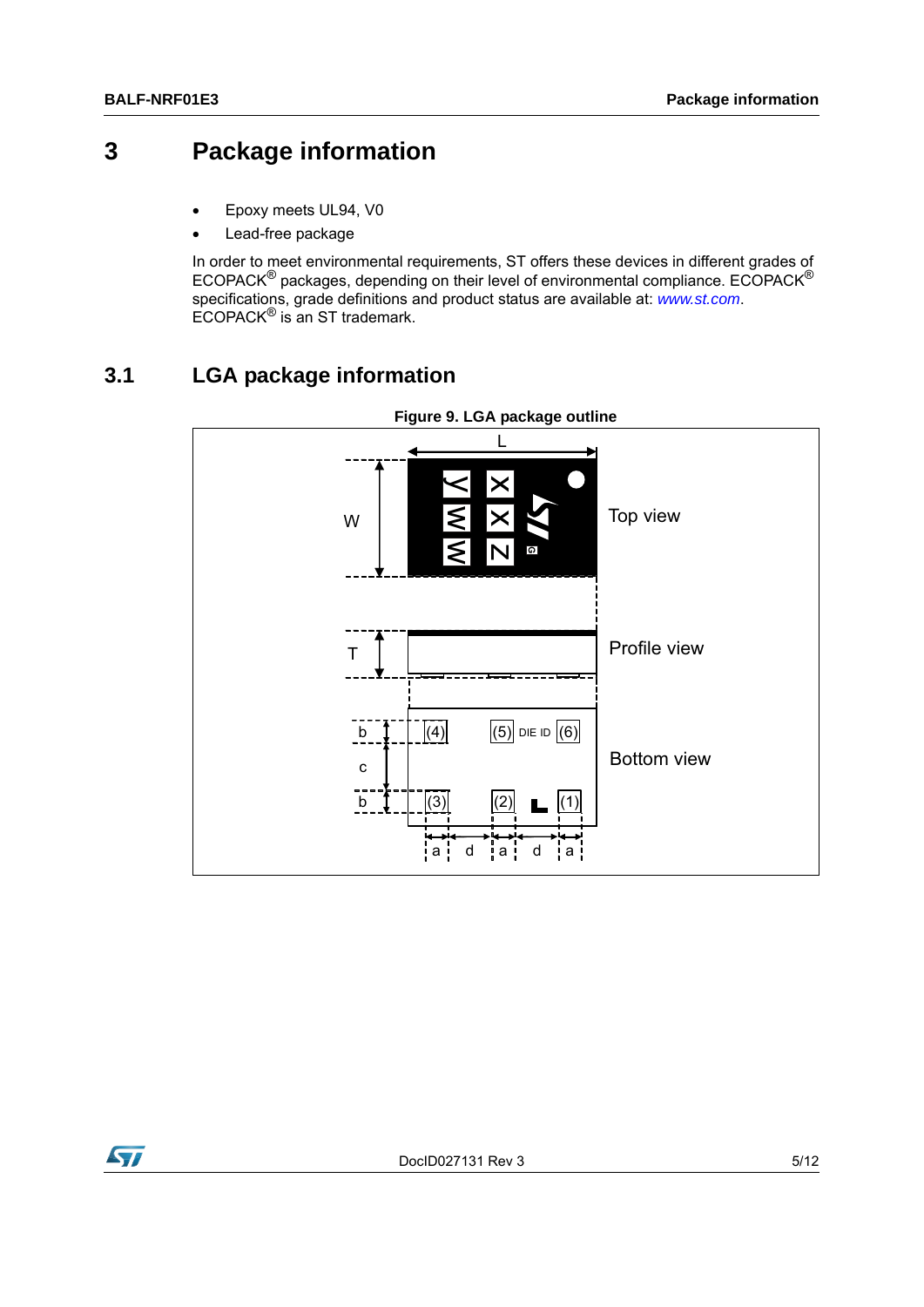# 3 Package information

- Epoxy meets UL94, V0
- Lead-free package

In order to meet environmental requirements, ST offers these devices in different grades of ECOPACK® packages, depending on their level of environmental compliance. ECOPACK® specifications, grade definitions and product status are available at: *www.st.com*. ECOPACK® is an ST trademark.

## 3.1 LGA package information

**Figure 9. LGA package outline**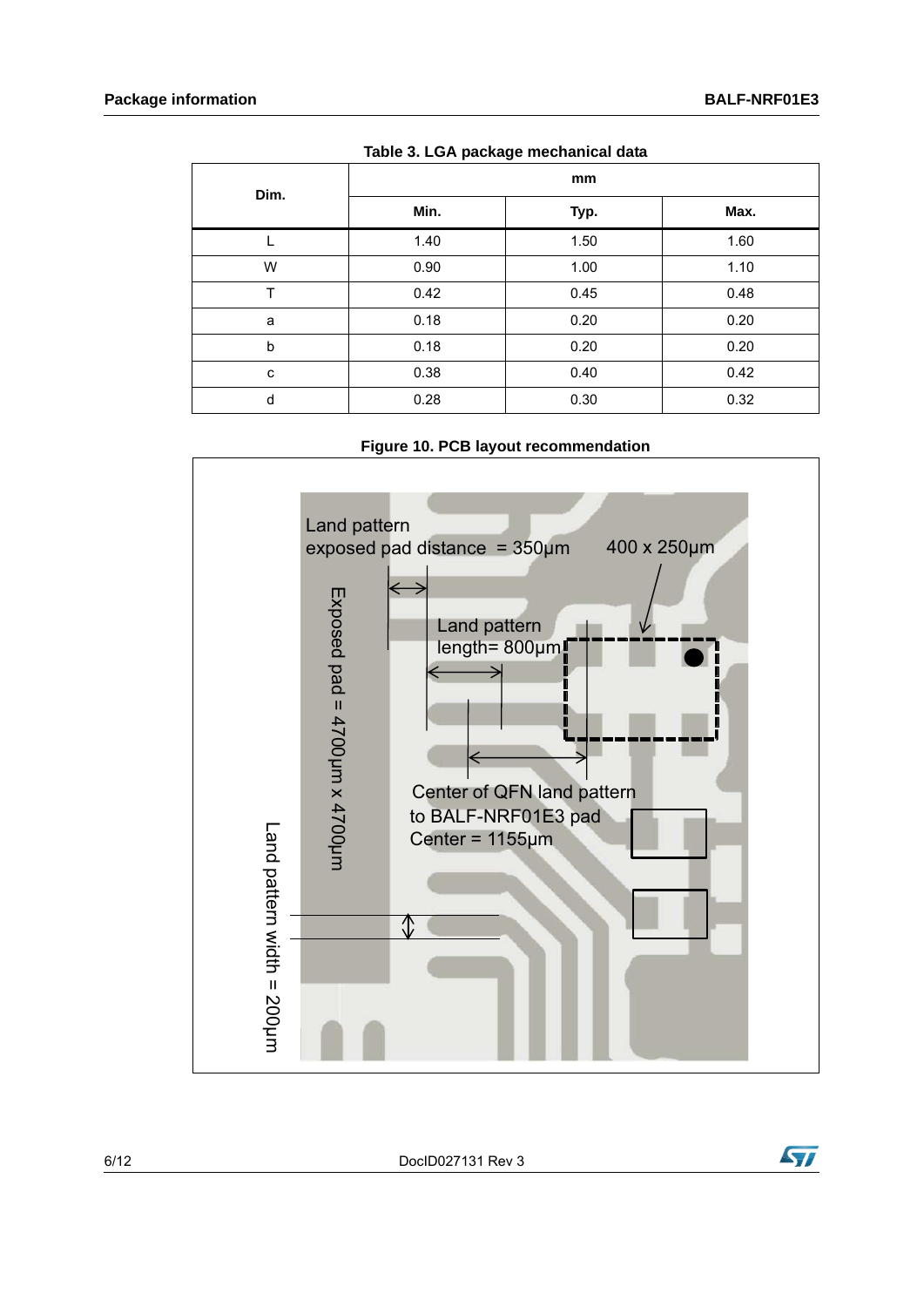Table 3. LGA package mechanical data

| Dim. | mm | | |
|---|---|---|---|
| | Min. | Typ. | Max. |
| L | 1.40 | 1.50 | 1.60 |
| W | 0.90 | 1.00 | 1.10 |
| T | 0.42 | 0.45 | 0.48 |
| a | 0.18 | 0.20 | 0.20 |
| b | 0.18 | 0.20 | 0.20 |
| c | 0.38 | 0.40 | 0.42 |
| d | 0.28 | 0.30 | 0.32 |

Figure 10. PCB layout recommendation

Land pattern exposed pad distance = 350µm

400 x 250µm

Exposed pad = 4700µm x 4700µm

Land pattern length= 800µm

Center of QFN land pattern to BALF-NRF01E3 pad Center = 1155µm

Land pattern width = 200µm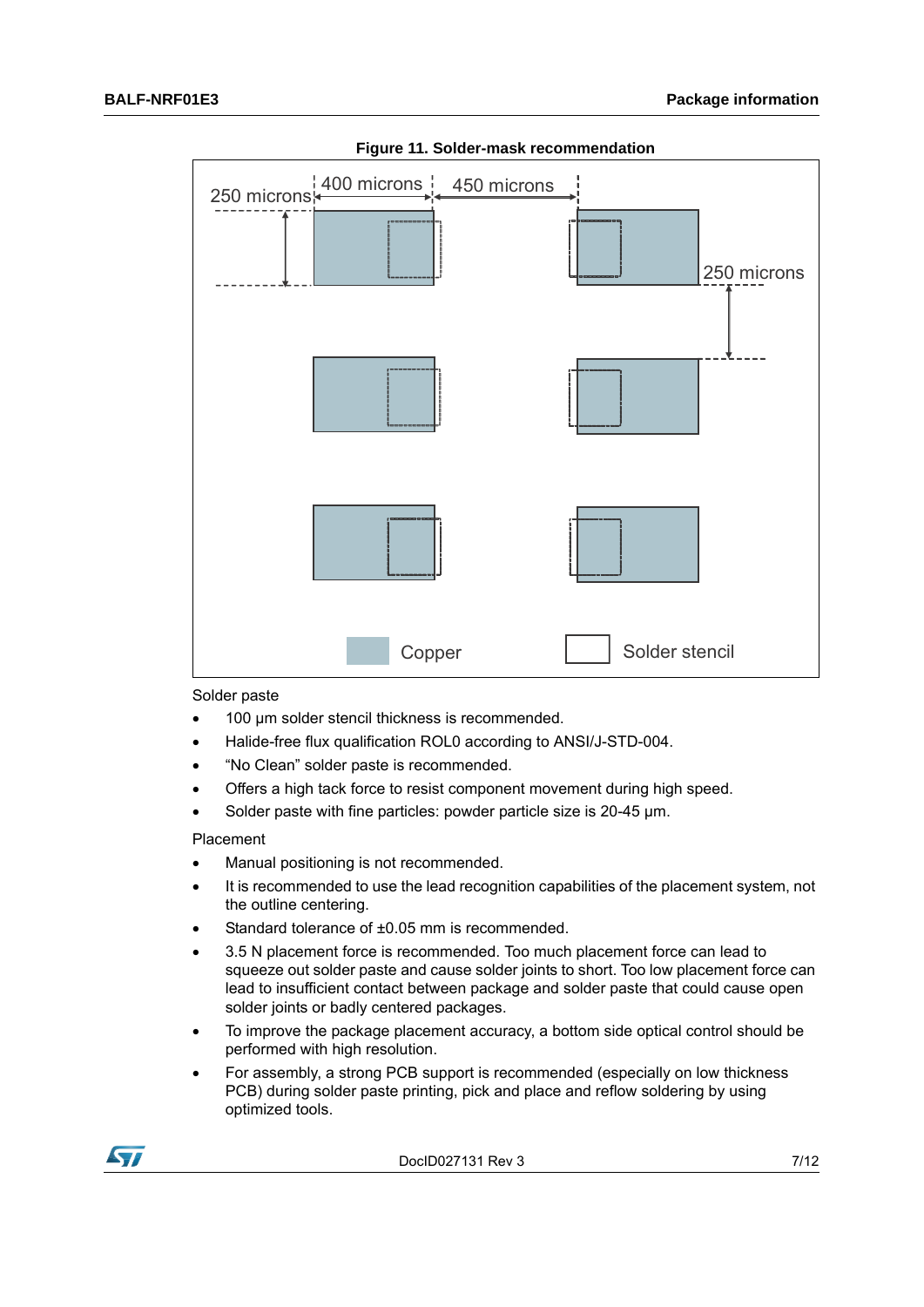**Figure 11. Solder-mask recommendation**

Solder paste

- 100 µm solder stencil thickness is recommended.
- Halide-free flux qualification ROL0 according to ANSI/J-STD-004.
- “No Clean” solder paste is recommended.
- Offers a high tack force to resist component movement during high speed.
- Solder paste with fine particles: powder particle size is 20-45 µm.

Placement

- Manual positioning is not recommended.
- It is recommended to use the lead recognition capabilities of the placement system, not the outline centering.
- Standard tolerance of ±0.05 mm is recommended.
- 3.5 N placement force is recommended. Too much placement force can lead to squeeze out solder paste and cause solder joints to short. Too low placement force can lead to insufficient contact between package and solder paste that could cause open solder joints or badly centered packages.
- To improve the package placement accuracy, a bottom side optical control should be performed with high resolution.
- For assembly, a strong PCB support is recommended (especially on low thickness PCB) during solder paste printing, pick and place and reflow soldering by using optimized tools.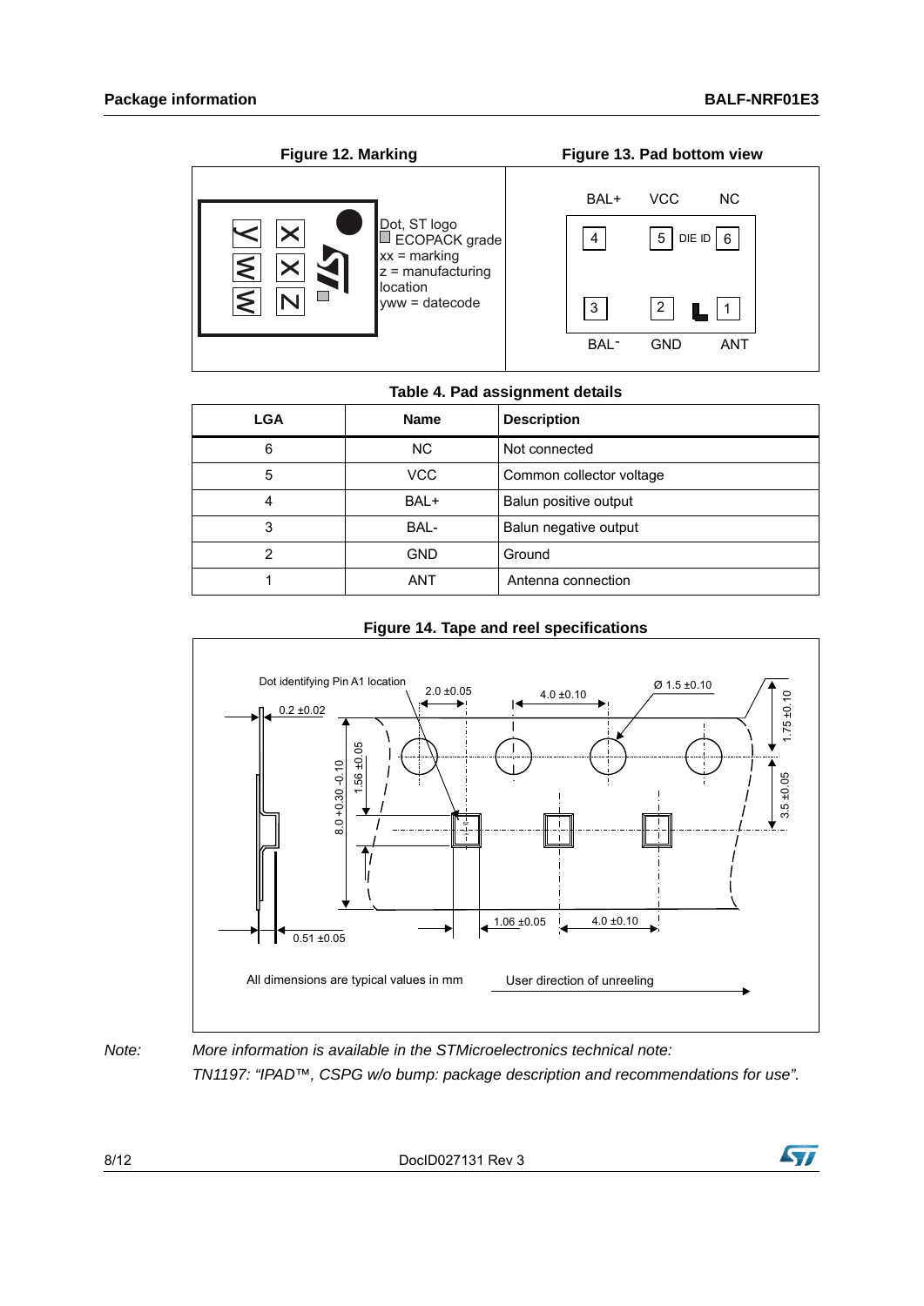**Figure 12. Marking**

Dot, ST logo
ECOPACK grade
xx = marking
z = manufacturing location
yww = datecode

**Figure 13. Pad bottom view**

| BAL+ | VCC | NC |
|---|---|---|
| 4 | 5 (DIE ID) | 6 |
| 3 | 2 | 1 |
| BAL- | GND | ANT |

**Table 4. Pad assignment details**

| LGA | Name | Description |
|---|---|---|
| 6 | NC | Not connected |
| 5 | VCC | Common collector voltage |
| 4 | BAL+ | Balun positive output |
| 3 | BAL- | Balun negative output |
| 2 | GND | Ground |
| 1 | ANT | Antenna connection |

**Figure 14. Tape and reel specifications**

Dot identifying Pin A1 location

2.0 ±0.05; 4.0 ±0.10; Ø 1.5 ±0.10; 1.75 ±0.10; 3.5 ±0.05; 0.2 ±0.02; 8.0 +0.30 -0.10; 1.56 ±0.05; 1.06 ±0.05; 4.0 ±0.10; 0.51 ±0.05

All dimensions are typical values in mm

User direction of unreeling

*Note: More information is available in the STMicroelectronics technical note: TN1197: "IPAD™, CSPG w/o bump: package description and recommendations for use".*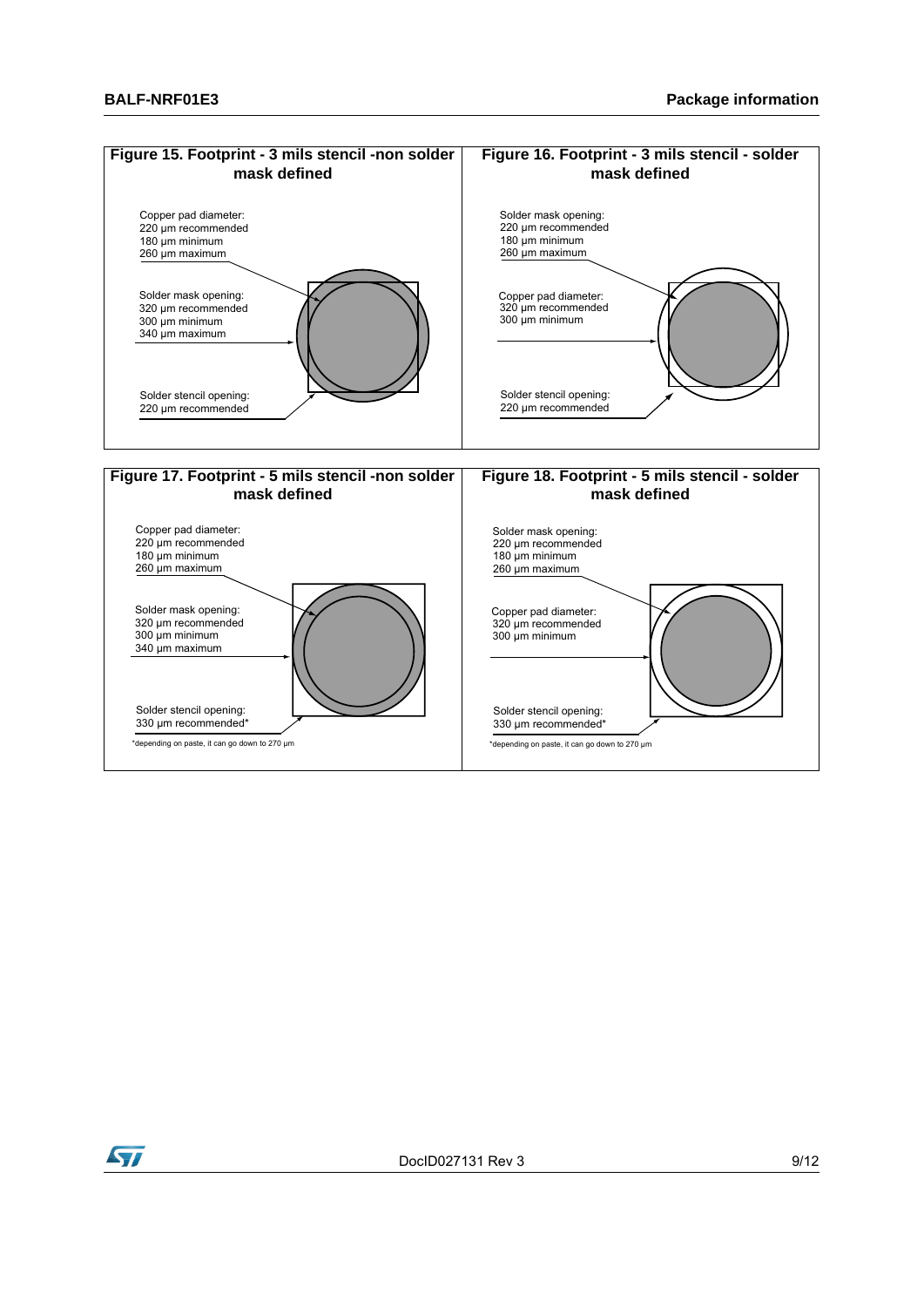Figure 15. Footprint - 3 mils stencil -non solder mask defined

Copper pad diameter:
220 µm recommended
180 µm minimum
260 µm maximum

Solder mask opening:
320 µm recommended
300 µm minimum
340 µm maximum

Solder stencil opening:
220 µm recommended

Figure 16. Footprint - 3 mils stencil - solder mask defined

Solder mask opening:
220 µm recommended
180 µm minimum
260 µm maximum

Copper pad diameter:
320 µm recommended
300 µm minimum

Solder stencil opening:
220 µm recommended

Figure 17. Footprint - 5 mils stencil -non solder mask defined

Copper pad diameter:
220 µm recommended
180 µm minimum
260 µm maximum

Solder mask opening:
320 µm recommended
300 µm minimum
340 µm maximum

Solder stencil opening:
330 µm recommended*

*depending on paste, it can go down to 270 µm

Figure 18. Footprint - 5 mils stencil - solder mask defined

Solder mask opening:
220 µm recommended
180 µm minimum
260 µm maximum

Copper pad diameter:
320 µm recommended
300 µm minimum

Solder stencil opening:
330 µm recommended*

*depending on paste, it can go down to 270 µm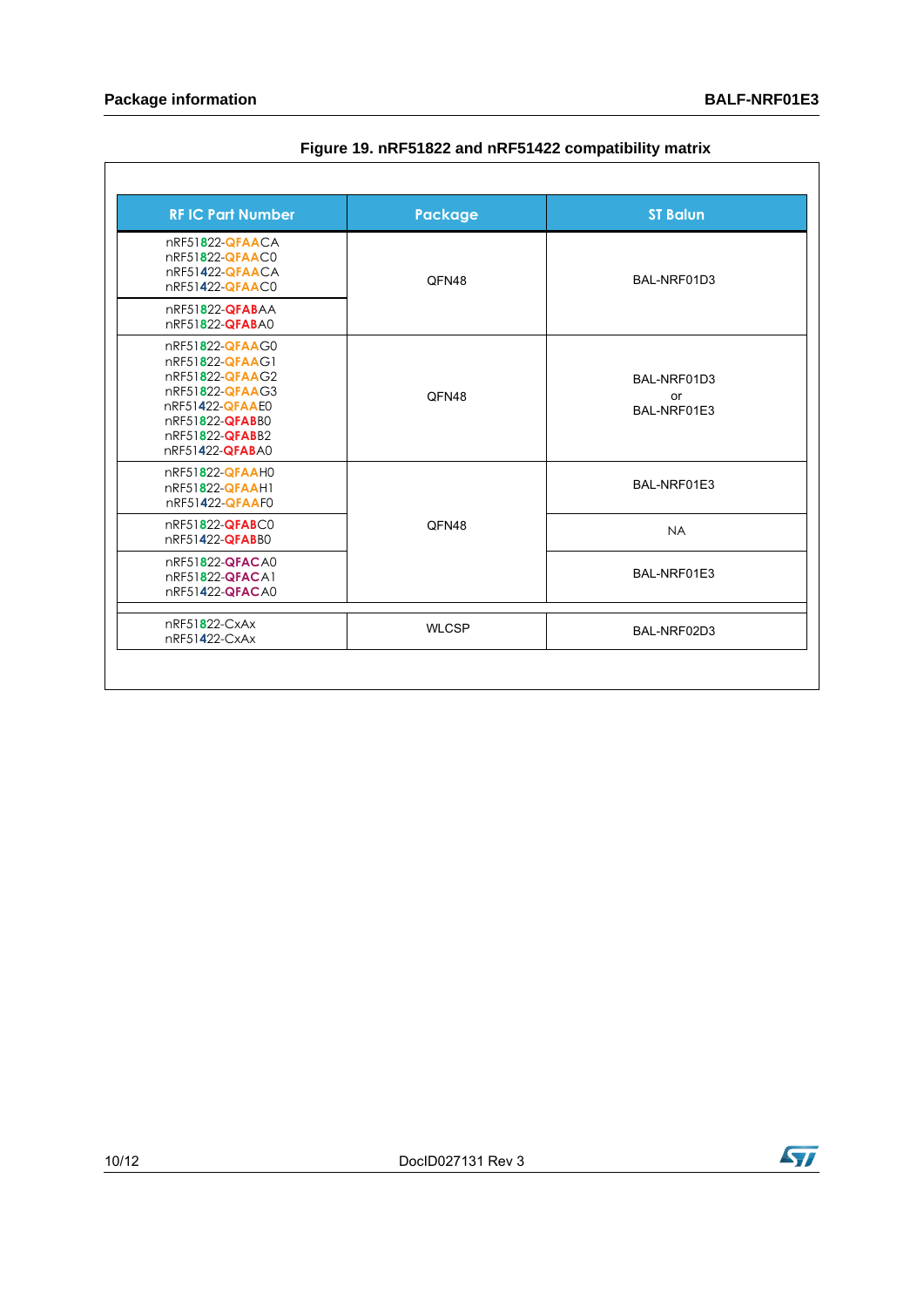**Figure 19. nRF51822 and nRF51422 compatibility matrix**

| RF IC Part Number | Package | ST Balun |
|---|---|---|
| nRF51822-QFAACA<br>nRF51822-QFAAC0<br>nRF51422-QFAACA<br>nRF51422-QFAAC0 | QFN48 | BAL-NRF01D3 |
| nRF51822-QFABAA<br>nRF51822-QFABA0 | | |
| nRF51822-QFAAG0<br>nRF51822-QFAAG1<br>nRF51822-QFAAG2<br>nRF51822-QFAAG3<br>nRF51422-QFAAE0<br>nRF51822-QFABB0<br>nRF51822-QFABB2<br>nRF51422-QFABA0 | QFN48 | BAL-NRF01D3<br>or<br>BAL-NRF01E3 |
| nRF51822-QFAAH0<br>nRF51822-QFAAH1<br>nRF51422-QFAAF0 | QFN48 | BAL-NRF01E3 |
| nRF51822-QFABC0<br>nRF51422-QFABB0 | | NA |
| nRF51822-QFACA0<br>nRF51822-QFACA1<br>nRF51422-QFACA0 | | BAL-NRF01E3 |
| nRF51822-CxAx<br>nRF51422-CxAx | WLCSP | BAL-NRF02D3 |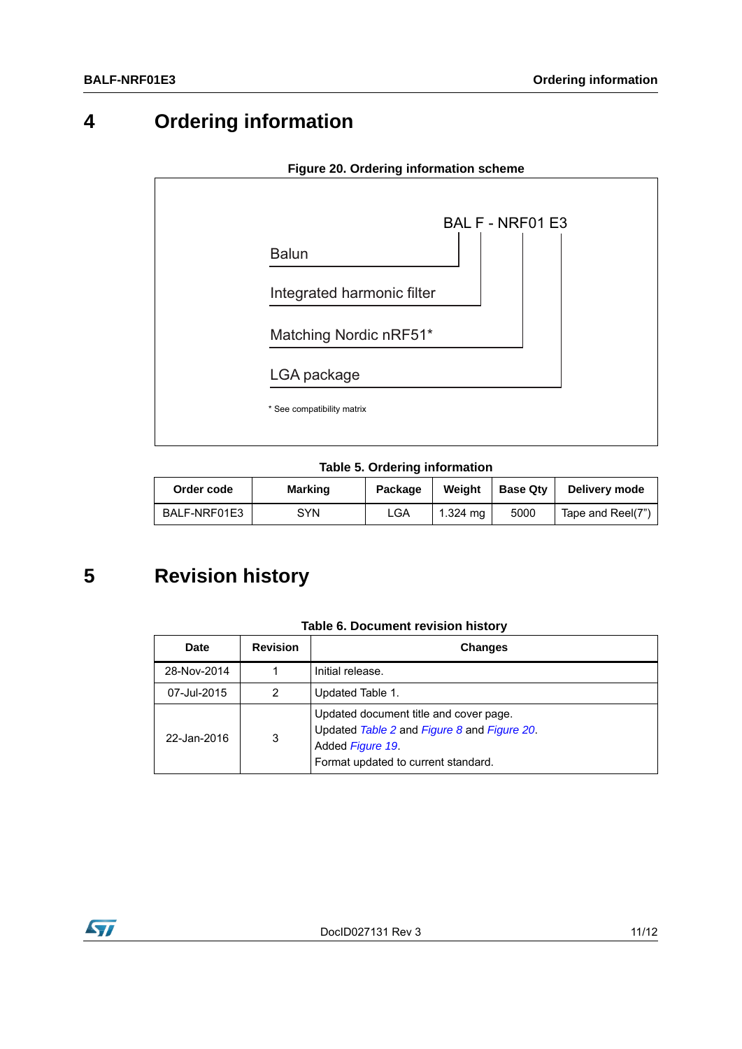# 4 Ordering information

**Figure 20. Ordering information scheme**

BAL F - NRF01 E3

- Balun
- Integrated harmonic filter
- Matching Nordic nRF51*
- LGA package

\* See compatibility matrix

**Table 5. Ordering information**

| Order code | Marking | Package | Weight | Base Qty | Delivery mode |
|---|---|---|---|---|---|
| BALF-NRF01E3 | SYN | LGA | 1.324 mg | 5000 | Tape and Reel(7") |

# 5 Revision history

**Table 6. Document revision history**

| Date | Revision | Changes |
|---|---|---|
| 28-Nov-2014 | 1 | Initial release. |
| 07-Jul-2015 | 2 | Updated Table 1. |
| 22-Jan-2016 | 3 | Updated document title and cover page.<br>Updated *Table 2* and *Figure 8* and *Figure 20*.<br>Added *Figure 19*.<br>Format updated to current standard. |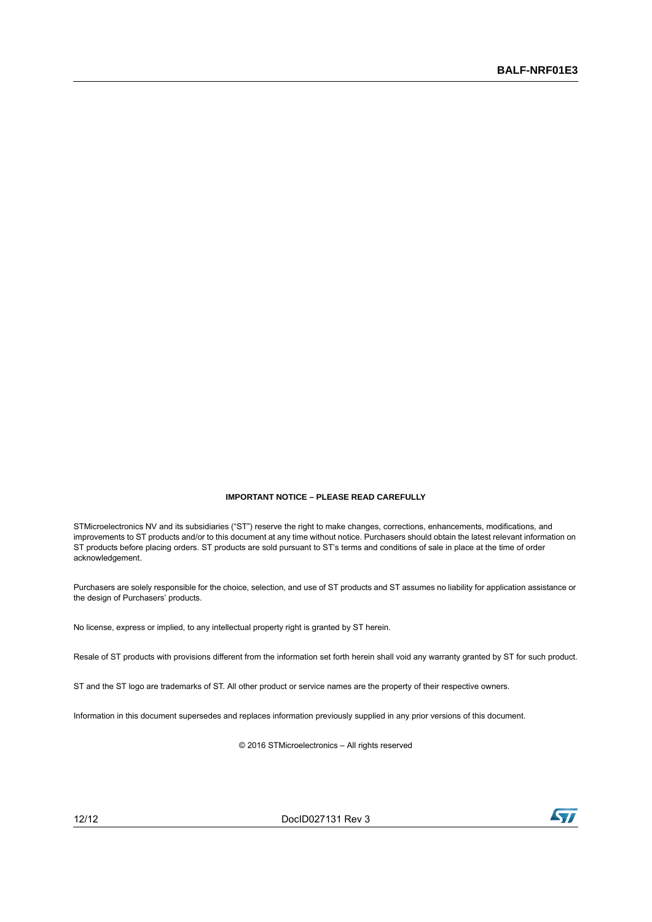**IMPORTANT NOTICE – PLEASE READ CAREFULLY**

STMicroelectronics NV and its subsidiaries (“ST”) reserve the right to make changes, corrections, enhancements, modifications, and improvements to ST products and/or to this document at any time without notice. Purchasers should obtain the latest relevant information on ST products before placing orders. ST products are sold pursuant to ST’s terms and conditions of sale in place at the time of order acknowledgement.

Purchasers are solely responsible for the choice, selection, and use of ST products and ST assumes no liability for application assistance or the design of Purchasers’ products.

No license, express or implied, to any intellectual property right is granted by ST herein.

Resale of ST products with provisions different from the information set forth herein shall void any warranty granted by ST for such product.

ST and the ST logo are trademarks of ST. All other product or service names are the property of their respective owners.

Information in this document supersedes and replaces information previously supplied in any prior versions of this document.

© 2016 STMicroelectronics – All rights reserved